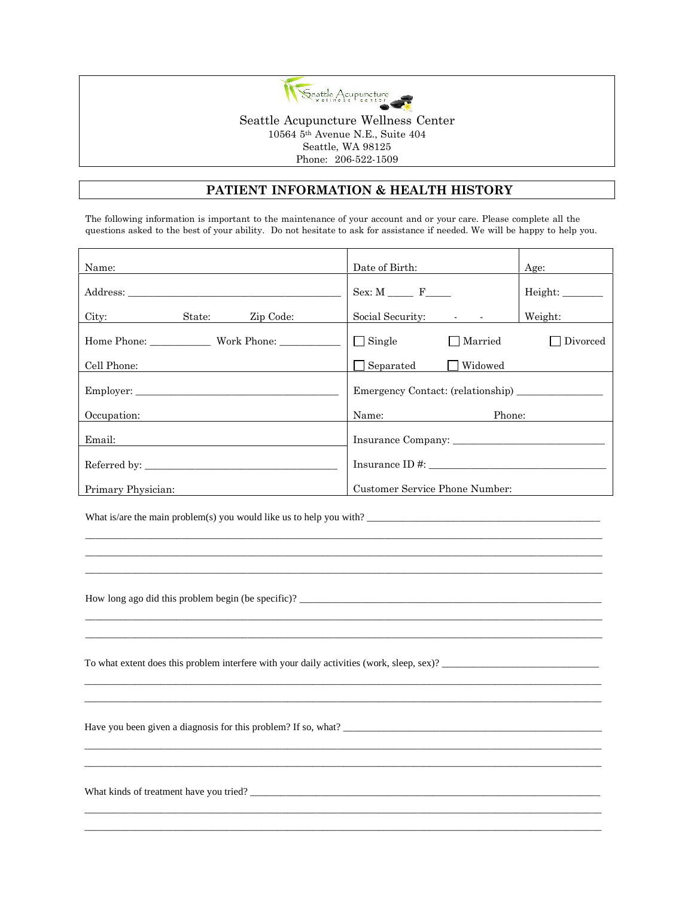Seattle Acupuncture Wellness Center
10564 5th Avenue N.E., Suite 404
Seattle, WA 98125
Phone: 206-522-1509

# PATIENT INFORMATION & HEALTH HISTORY

The following information is important to the maintenance of your account and or your care. Please complete all the questions asked to the best of your ability. Do not hesitate to ask for assistance if needed. We will be happy to help you.

| | | |
|---|---|---|
| Name: | Date of Birth: | Age: |
| Address: ______________________________<br>City: State: Zip Code: | Sex: M _____ F_____<br>Social Security: - - | Height: ________<br>Weight: |
| Home Phone: ___________ Work Phone: ___________<br>Cell Phone: | ☐ Single ☐ Married ☐ Divorced<br>☐ Separated ☐ Widowed | |
| Employer: ______________________________<br>Occupation: | Emergency Contact: (relationship) ________________<br>Name: Phone: | |
| Email: | Insurance Company: ___________________________ | |
| Referred by: ______________________________<br>Primary Physician: | Insurance ID #: ______________________________<br>Customer Service Phone Number: | |

What is/are the main problem(s) you would like us to help you with? ____________________________________________
_____________________________________________________________________________________________
_____________________________________________________________________________________________
_____________________________________________________________________________________________

How long ago did this problem begin (be specific)? ______________________________________________________
_____________________________________________________________________________________________
_____________________________________________________________________________________________

To what extent does this problem interfere with your daily activities (work, sleep, sex)? ___________________________
_____________________________________________________________________________________________
_____________________________________________________________________________________________

Have you been given a diagnosis for this problem? If so, what? ____________________________________________
_____________________________________________________________________________________________
_____________________________________________________________________________________________

What kinds of treatment have you tried? ______________________________________________________________
_____________________________________________________________________________________________
_____________________________________________________________________________________________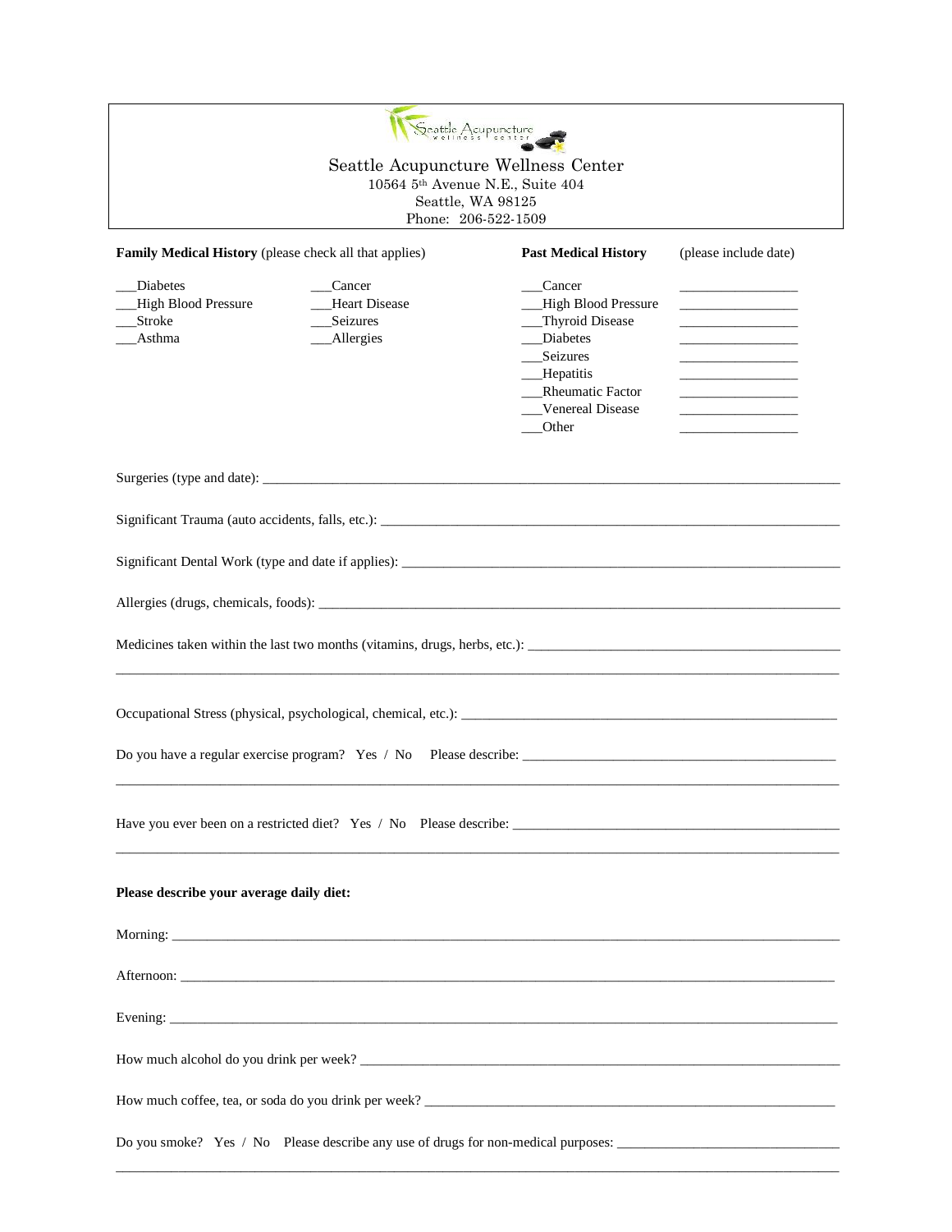## Seattle Acupuncture Wellness Center

10564 5th Avenue N.E., Suite 404
Seattle, WA 98125
Phone: 206-522-1509

**Family Medical History** (please check all that applies)

___Diabetes
___High Blood Pressure
___Stroke
___Asthma
___Cancer
___Heart Disease
___Seizures
___Allergies

**Past Medical History** (please include date)

| Condition | Date |
|---|---|
| ___Cancer | _________________ |
| ___High Blood Pressure | _________________ |
| ___Thyroid Disease | _________________ |
| ___Diabetes | _________________ |
| ___Seizures | _________________ |
| ___Hepatitis | _________________ |
| ___Rheumatic Factor | _________________ |
| ___Venereal Disease | _________________ |
| ___Other | _________________ |

Surgeries (type and date): ______________________________________________________________

Significant Trauma (auto accidents, falls, etc.): ________________________________________________

Significant Dental Work (type and date if applies): ______________________________________________

Allergies (drugs, chemicals, foods): ______________________________________________________

Medicines taken within the last two months (vitamins, drugs, herbs, etc.): ___________________________

______________________________________________________________________________

Occupational Stress (physical, psychological, chemical, etc.): _________________________________

Do you have a regular exercise program? Yes / No Please describe: ____________________________

______________________________________________________________________________

Have you ever been on a restricted diet? Yes / No Please describe: ____________________________

______________________________________________________________________________

**Please describe your average daily diet:**

Morning: ______________________________________________________________________

Afternoon: _____________________________________________________________________

Evening: ______________________________________________________________________

How much alcohol do you drink per week? ______________________________________________

How much coffee, tea, or soda do you drink per week? ____________________________________

Do you smoke? Yes / No Please describe any use of drugs for non-medical purposes: ________________

______________________________________________________________________________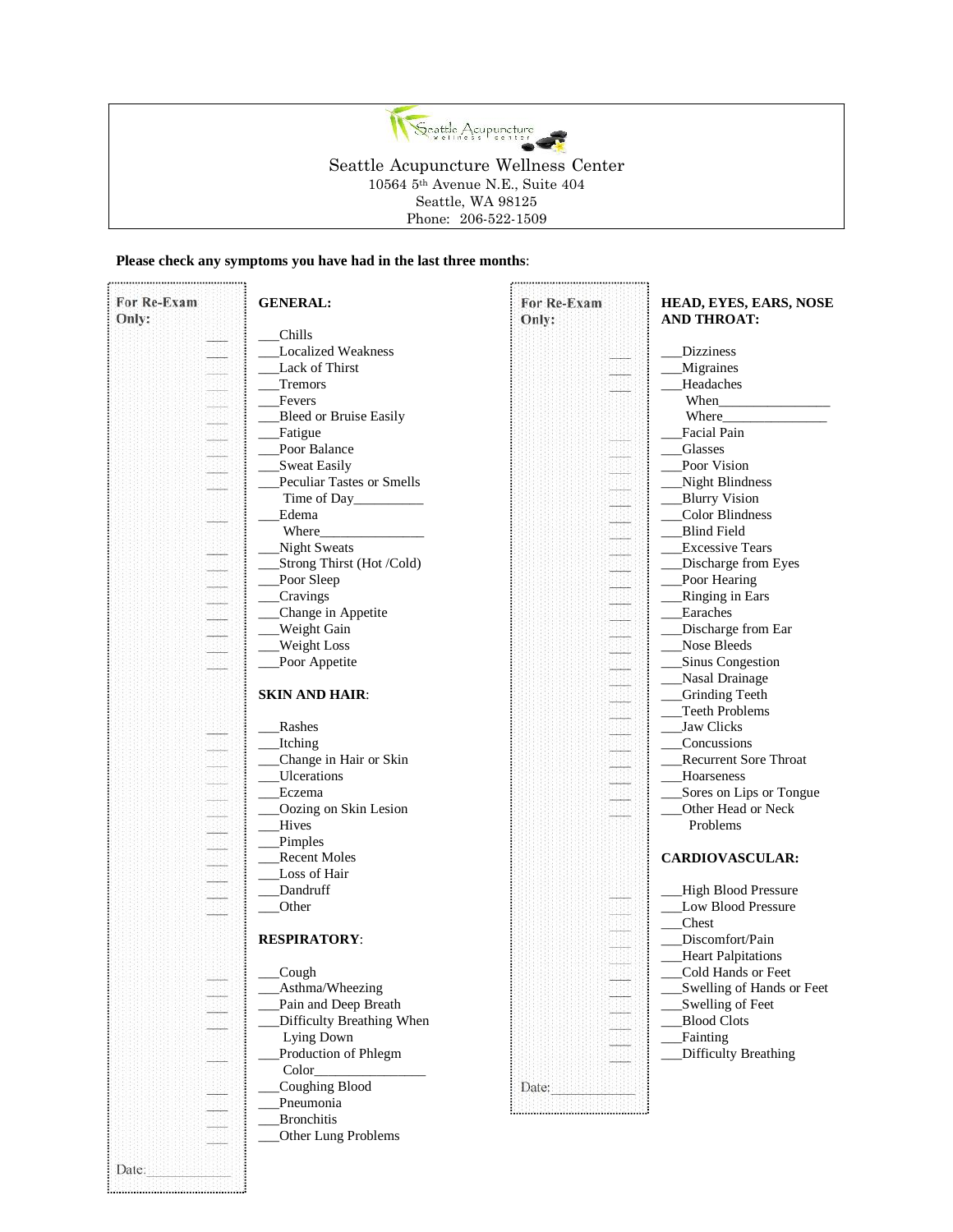Seattle Acupuncture Wellness Center
10564 5th Avenue N.E., Suite 404
Seattle, WA 98125
Phone: 206-522-1509

**Please check any symptoms you have had in the last three months**:

For Re-Exam Only:

**GENERAL:**

___Chills
___Localized Weakness
___Lack of Thirst
___Tremors
___Fevers
___Bleed or Bruise Easily
___Fatigue
___Poor Balance
___Sweat Easily
___Peculiar Tastes or Smells
Time of Day__________
___Edema
Where_______________
___Night Sweats
___Strong Thirst (Hot /Cold)
___Poor Sleep
___Cravings
___Change in Appetite
___Weight Gain
___Weight Loss
___Poor Appetite

**SKIN AND HAIR**:

___Rashes
___Itching
___Change in Hair or Skin
___Ulcerations
___Eczema
___Oozing on Skin Lesion
___Hives
___Pimples
___Recent Moles
___Loss of Hair
___Dandruff
___Other

**RESPIRATORY**:

___Cough
___Asthma/Wheezing
___Pain and Deep Breath
___Difficulty Breathing When Lying Down
___Production of Phlegm
Color________________
___Coughing Blood
___Pneumonia
___Bronchitis
___Other Lung Problems

Date:____________

For Re-Exam Only:

**HEAD, EYES, EARS, NOSE AND THROAT:**

___Dizziness
___Migraines
___Headaches
When________________
Where_______________
___Facial Pain
___Glasses
___Poor Vision
___Night Blindness
___Blurry Vision
___Color Blindness
___Blind Field
___Excessive Tears
___Discharge from Eyes
___Poor Hearing
___Ringing in Ears
___Earaches
___Discharge from Ear
___Nose Bleeds
___Sinus Congestion
___Nasal Drainage
___Grinding Teeth
___Teeth Problems
___Jaw Clicks
___Concussions
___Recurrent Sore Throat
___Hoarseness
___Sores on Lips or Tongue
___Other Head or Neck Problems

**CARDIOVASCULAR:**

___High Blood Pressure
___Low Blood Pressure
___Chest
___Discomfort/Pain
___Heart Palpitations
___Cold Hands or Feet
___Swelling of Hands or Feet
___Swelling of Feet
___Blood Clots
___Fainting
___Difficulty Breathing

Date:____________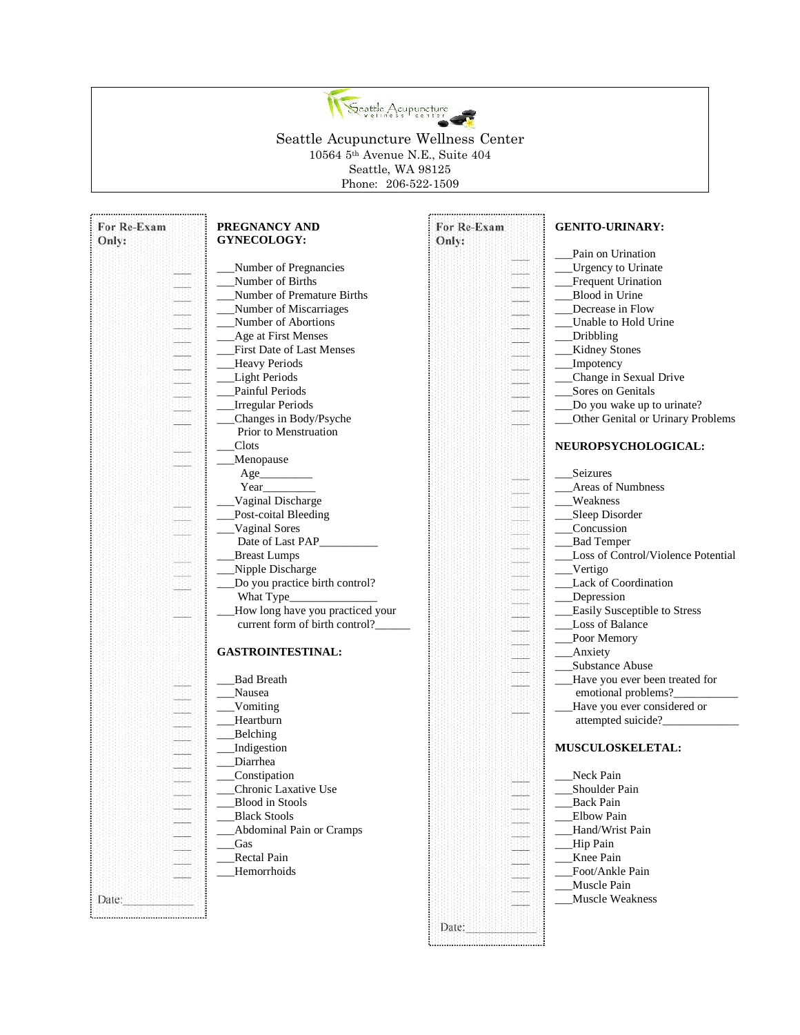Seattle Acupuncture Wellness Center
10564 5th Avenue N.E., Suite 404
Seattle, WA 98125
Phone: 206-522-1509

For Re-Exam Only:

## PREGNANCY AND GYNECOLOGY:

___Number of Pregnancies
___Number of Births
___Number of Premature Births
___Number of Miscarriages
___Number of Abortions
___Age at First Menses
___First Date of Last Menses
___Heavy Periods
___Light Periods
___Painful Periods
___Irregular Periods
___Changes in Body/Psyche Prior to Menstruation
___Clots
___Menopause
Age_________
Year_________
___Vaginal Discharge
___Post-coital Bleeding
___Vaginal Sores
Date of Last PAP__________
___Breast Lumps
___Nipple Discharge
___Do you practice birth control?
What Type_______________
___How long have you practiced your current form of birth control?______

## GASTROINTESTINAL:

___Bad Breath
___Nausea
___Vomiting
___Heartburn
___Belching
___Indigestion
___Diarrhea
___Constipation
___Chronic Laxative Use
___Blood in Stools
___Black Stools
___Abdominal Pain or Cramps
___Gas
___Rectal Pain
___Hemorrhoids

Date:____________

For Re-Exam Only:

## GENITO-URINARY:

___Pain on Urination
___Urgency to Urinate
___Frequent Urination
___Blood in Urine
___Decrease in Flow
___Unable to Hold Urine
___Dribbling
___Kidney Stones
___Impotency
___Change in Sexual Drive
___Sores on Genitals
___Do you wake up to urinate?
___Other Genital or Urinary Problems

## NEUROPSYCHOLOGICAL:

___Seizures
___Areas of Numbness
___Weakness
___Sleep Disorder
___Concussion
___Bad Temper
___Loss of Control/Violence Potential
___Vertigo
___Lack of Coordination
___Depression
___Easily Susceptible to Stress
___Loss of Balance
___Poor Memory
___Anxiety
___Substance Abuse
___Have you ever been treated for emotional problems?___________
___Have you ever considered or attempted suicide?_____________

## MUSCULOSKELETAL:

___Neck Pain
___Shoulder Pain
___Back Pain
___Elbow Pain
___Hand/Wrist Pain
___Hip Pain
___Knee Pain
___Foot/Ankle Pain
___Muscle Pain
___Muscle Weakness

Date:____________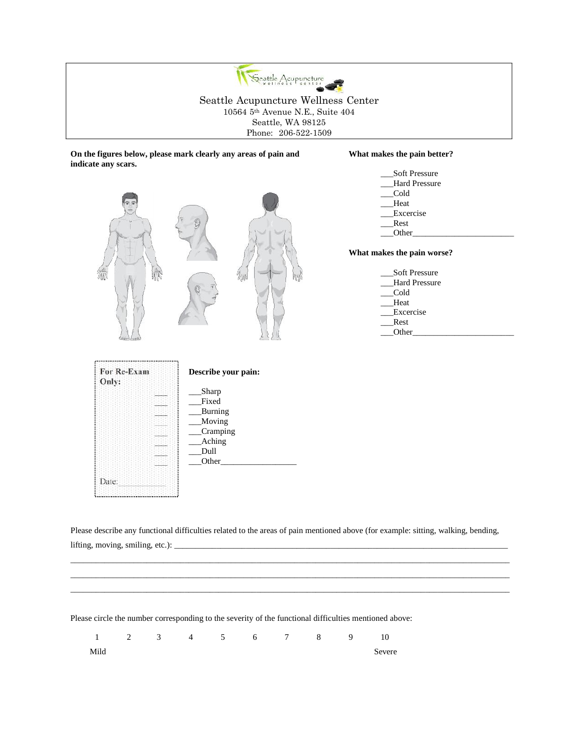Seattle Acupuncture Wellness Center
10564 5th Avenue N.E., Suite 404
Seattle, WA 98125
Phone: 206-522-1509

**On the figures below, please mark clearly any areas of pain and indicate any scars.**

**What makes the pain better?**

___Soft Pressure
___Hard Pressure
___Cold
___Heat
___Excercise
___Rest
___Other________________________

**What makes the pain worse?**

___Soft Pressure
___Hard Pressure
___Cold
___Heat
___Excercise
___Rest
___Other________________________

**For Re-Exam Only:**

___
___
___
___
___
___
___
___

Date:___________

**Describe your pain:**

___Sharp
___Fixed
___Burning
___Moving
___Cramping
___Aching
___Dull
___Other_________________

Please describe any functional difficulties related to the areas of pain mentioned above (for example: sitting, walking, bending, lifting, moving, smiling, etc.): ______________________________________________________________________________
______________________________________________________________________________________________________
______________________________________________________________________________________________________
______________________________________________________________________________________________________

Please circle the number corresponding to the severity of the functional difficulties mentioned above:

1 2 3 4 5 6 7 8 9 10

Mild Severe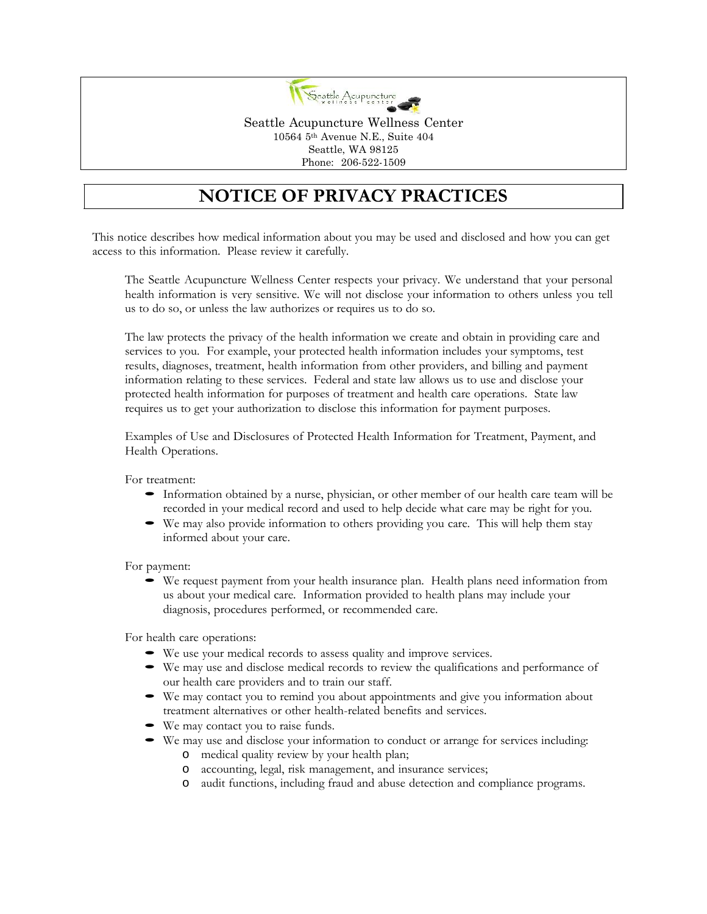Seattle Acupuncture Wellness Center
10564 5th Avenue N.E., Suite 404
Seattle, WA 98125
Phone: 206-522-1509

# NOTICE OF PRIVACY PRACTICES

This notice describes how medical information about you may be used and disclosed and how you can get access to this information. Please review it carefully.

The Seattle Acupuncture Wellness Center respects your privacy. We understand that your personal health information is very sensitive. We will not disclose your information to others unless you tell us to do so, or unless the law authorizes or requires us to do so.

The law protects the privacy of the health information we create and obtain in providing care and services to you. For example, your protected health information includes your symptoms, test results, diagnoses, treatment, health information from other providers, and billing and payment information relating to these services. Federal and state law allows us to use and disclose your protected health information for purposes of treatment and health care operations. State law requires us to get your authorization to disclose this information for payment purposes.

Examples of Use and Disclosures of Protected Health Information for Treatment, Payment, and Health Operations.

For treatment:

- Information obtained by a nurse, physician, or other member of our health care team will be recorded in your medical record and used to help decide what care may be right for you.
- We may also provide information to others providing you care. This will help them stay informed about your care.

For payment:

- We request payment from your health insurance plan. Health plans need information from us about your medical care. Information provided to health plans may include your diagnosis, procedures performed, or recommended care.

For health care operations:

- We use your medical records to assess quality and improve services.
- We may use and disclose medical records to review the qualifications and performance of our health care providers and to train our staff.
- We may contact you to remind you about appointments and give you information about treatment alternatives or other health-related benefits and services.
- We may contact you to raise funds.
- We may use and disclose your information to conduct or arrange for services including:
  - medical quality review by your health plan;
  - accounting, legal, risk management, and insurance services;
  - audit functions, including fraud and abuse detection and compliance programs.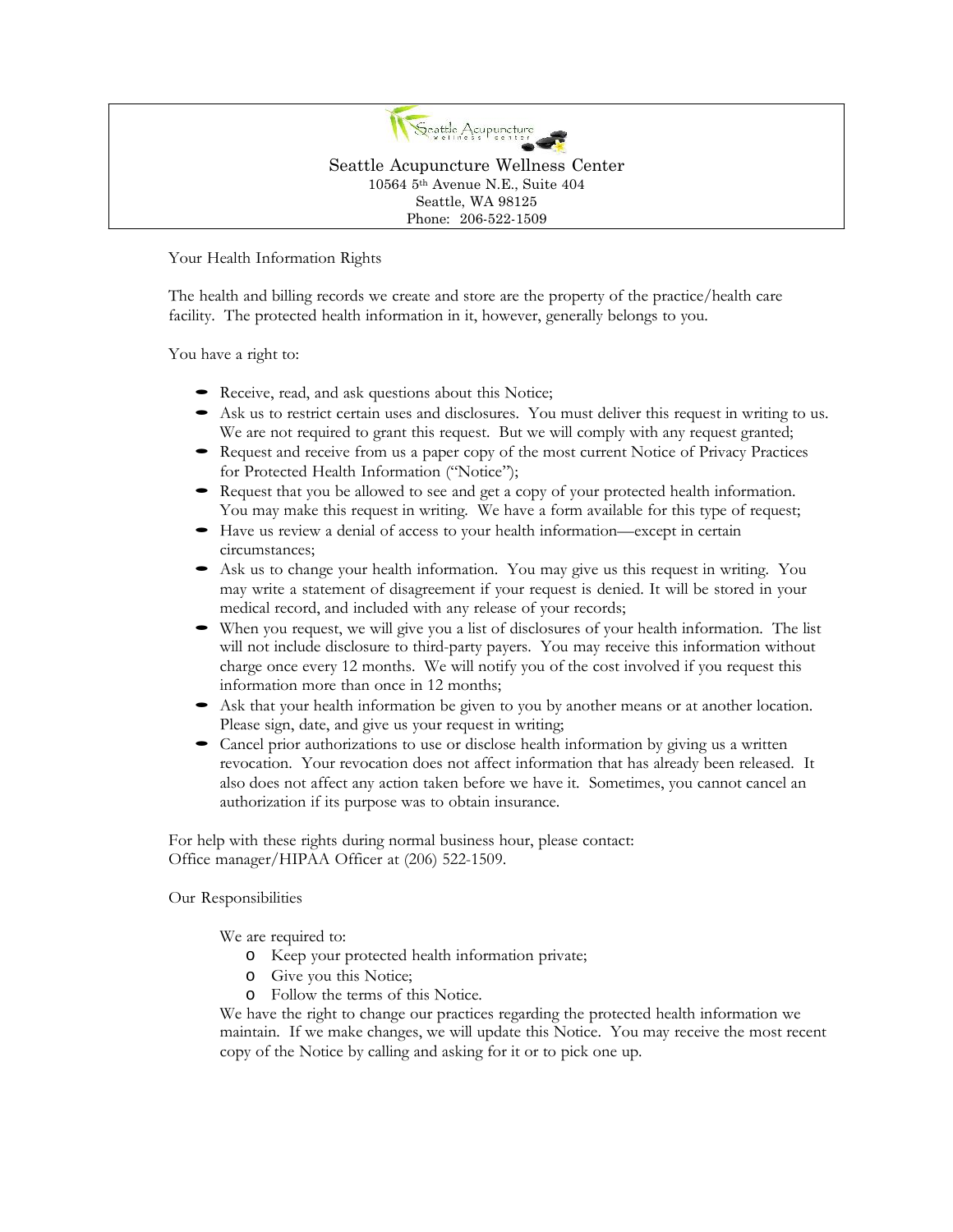Seattle Acupuncture Wellness Center
10564 5th Avenue N.E., Suite 404
Seattle, WA 98125
Phone: 206-522-1509

## Your Health Information Rights

The health and billing records we create and store are the property of the practice/health care facility. The protected health information in it, however, generally belongs to you.

You have a right to:

- Receive, read, and ask questions about this Notice;
- Ask us to restrict certain uses and disclosures. You must deliver this request in writing to us. We are not required to grant this request. But we will comply with any request granted;
- Request and receive from us a paper copy of the most current Notice of Privacy Practices for Protected Health Information ("Notice");
- Request that you be allowed to see and get a copy of your protected health information. You may make this request in writing. We have a form available for this type of request;
- Have us review a denial of access to your health information—except in certain circumstances;
- Ask us to change your health information. You may give us this request in writing. You may write a statement of disagreement if your request is denied. It will be stored in your medical record, and included with any release of your records;
- When you request, we will give you a list of disclosures of your health information. The list will not include disclosure to third-party payers. You may receive this information without charge once every 12 months. We will notify you of the cost involved if you request this information more than once in 12 months;
- Ask that your health information be given to you by another means or at another location. Please sign, date, and give us your request in writing;
- Cancel prior authorizations to use or disclose health information by giving us a written revocation. Your revocation does not affect information that has already been released. It also does not affect any action taken before we have it. Sometimes, you cannot cancel an authorization if its purpose was to obtain insurance.

For help with these rights during normal business hour, please contact:
Office manager/HIPAA Officer at (206) 522-1509.

## Our Responsibilities

We are required to:

- Keep your protected health information private;
- Give you this Notice;
- Follow the terms of this Notice.

We have the right to change our practices regarding the protected health information we maintain. If we make changes, we will update this Notice. You may receive the most recent copy of the Notice by calling and asking for it or to pick one up.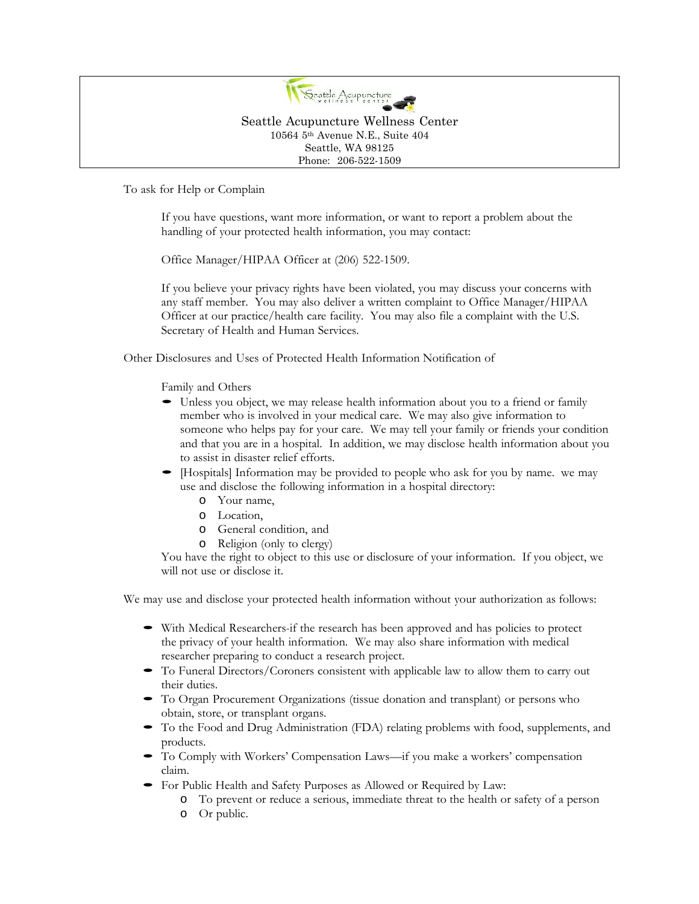Seattle Acupuncture Wellness Center
10564 5th Avenue N.E., Suite 404
Seattle, WA 98125
Phone: 206-522-1509

To ask for Help or Complain

If you have questions, want more information, or want to report a problem about the handling of your protected health information, you may contact:

Office Manager/HIPAA Officer at (206) 522-1509.

If you believe your privacy rights have been violated, you may discuss your concerns with any staff member. You may also deliver a written complaint to Office Manager/HIPAA Officer at our practice/health care facility. You may also file a complaint with the U.S. Secretary of Health and Human Services.

Other Disclosures and Uses of Protected Health Information Notification of

Family and Others

- Unless you object, we may release health information about you to a friend or family member who is involved in your medical care. We may also give information to someone who helps pay for your care. We may tell your family or friends your condition and that you are in a hospital. In addition, we may disclose health information about you to assist in disaster relief efforts.
- [Hospitals] Information may be provided to people who ask for you by name. we may use and disclose the following information in a hospital directory:
  - Your name,
  - Location,
  - General condition, and
  - Religion (only to clergy)

You have the right to object to this use or disclosure of your information. If you object, we will not use or disclose it.

We may use and disclose your protected health information without your authorization as follows:

- With Medical Researchers-if the research has been approved and has policies to protect the privacy of your health information. We may also share information with medical researcher preparing to conduct a research project.
- To Funeral Directors/Coroners consistent with applicable law to allow them to carry out their duties.
- To Organ Procurement Organizations (tissue donation and transplant) or persons who obtain, store, or transplant organs.
- To the Food and Drug Administration (FDA) relating problems with food, supplements, and products.
- To Comply with Workers' Compensation Laws—if you make a workers' compensation claim.
- For Public Health and Safety Purposes as Allowed or Required by Law:
  - To prevent or reduce a serious, immediate threat to the health or safety of a person
  - Or public.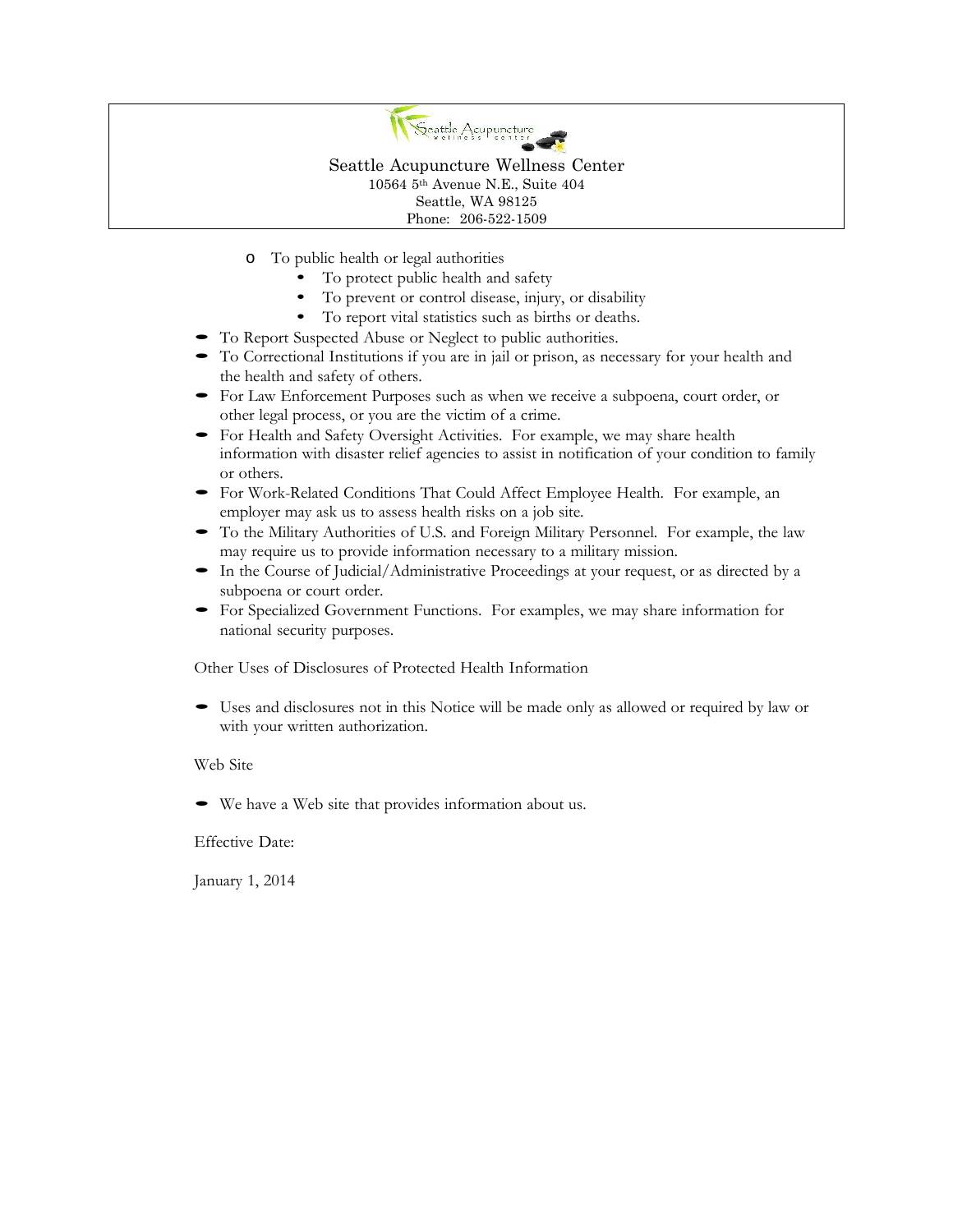- To public health or legal authorities
    - To protect public health and safety
    - To prevent or control disease, injury, or disability
    - To report vital statistics such as births or deaths.
- To Report Suspected Abuse or Neglect to public authorities.
- To Correctional Institutions if you are in jail or prison, as necessary for your health and the health and safety of others.
- For Law Enforcement Purposes such as when we receive a subpoena, court order, or other legal process, or you are the victim of a crime.
- For Health and Safety Oversight Activities. For example, we may share health information with disaster relief agencies to assist in notification of your condition to family or others.
- For Work-Related Conditions That Could Affect Employee Health. For example, an employer may ask us to assess health risks on a job site.
- To the Military Authorities of U.S. and Foreign Military Personnel. For example, the law may require us to provide information necessary to a military mission.
- In the Course of Judicial/Administrative Proceedings at your request, or as directed by a subpoena or court order.
- For Specialized Government Functions. For examples, we may share information for national security purposes.

Other Uses of Disclosures of Protected Health Information

- Uses and disclosures not in this Notice will be made only as allowed or required by law or with your written authorization.

Web Site

- We have a Web site that provides information about us.

Effective Date:

January 1, 2014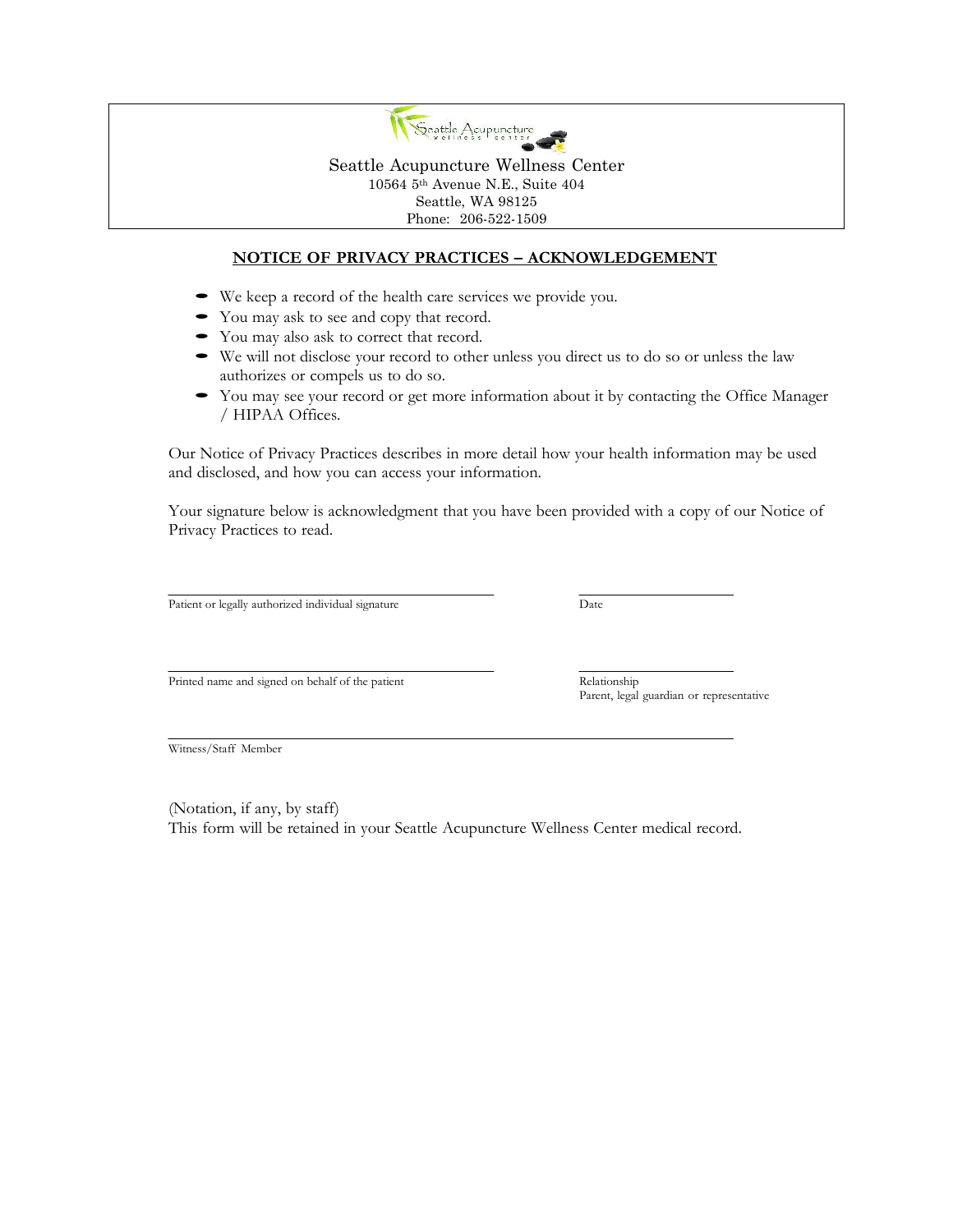Seattle Acupuncture Wellness Center
10564 5th Avenue N.E., Suite 404
Seattle, WA 98125
Phone: 206-522-1509

## NOTICE OF PRIVACY PRACTICES – ACKNOWLEDGEMENT

- We keep a record of the health care services we provide you.
- You may ask to see and copy that record.
- You may also ask to correct that record.
- We will not disclose your record to other unless you direct us to do so or unless the law authorizes or compels us to do so.
- You may see your record or get more information about it by contacting the Office Manager / HIPAA Offices.

Our Notice of Privacy Practices describes in more detail how your health information may be used and disclosed, and how you can access your information.

Your signature below is acknowledgment that you have been provided with a copy of our Notice of Privacy Practices to read.

\_\_\_\_\_\_\_\_\_\_\_\_\_\_\_\_\_\_\_\_\_\_\_\_\_\_\_\_\_\_\_\_\_\_\_\_\_\_\_\_ \_\_\_\_\_\_\_\_\_\_\_\_\_\_\_\_\_\_\_\_
Patient or legally authorized individual signature | Date

\_\_\_\_\_\_\_\_\_\_\_\_\_\_\_\_\_\_\_\_\_\_\_\_\_\_\_\_\_\_\_\_\_\_\_\_\_\_\_\_ \_\_\_\_\_\_\_\_\_\_\_\_\_\_\_\_\_\_\_\_
Printed name and signed on behalf of the patient | Relationship
Parent, legal guardian or representative

\_\_\_\_\_\_\_\_\_\_\_\_\_\_\_\_\_\_\_\_\_\_\_\_\_\_\_\_\_\_\_\_\_\_\_\_\_\_\_\_\_\_\_\_\_\_\_\_\_\_\_\_\_\_\_\_\_\_\_\_\_\_\_\_
Witness/Staff Member

(Notation, if any, by staff)
This form will be retained in your Seattle Acupuncture Wellness Center medical record.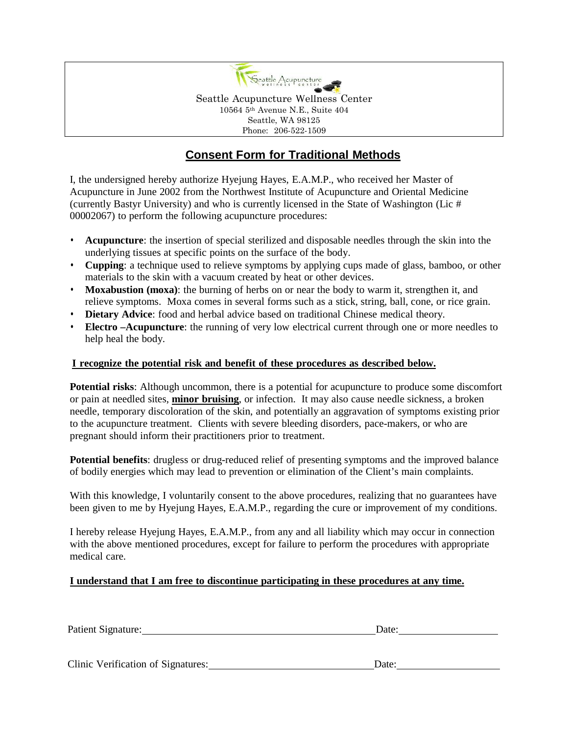Seattle Acupuncture Wellness Center
10564 5th Avenue N.E., Suite 404
Seattle, WA 98125
Phone: 206-522-1509

# Consent Form for Traditional Methods

I, the undersigned hereby authorize Hyejung Hayes, E.A.M.P., who received her Master of Acupuncture in June 2002 from the Northwest Institute of Acupuncture and Oriental Medicine (currently Bastyr University) and who is currently licensed in the State of Washington (Lic # 00002067) to perform the following acupuncture procedures:

- **Acupuncture**: the insertion of special sterilized and disposable needles through the skin into the underlying tissues at specific points on the surface of the body.
- **Cupping**: a technique used to relieve symptoms by applying cups made of glass, bamboo, or other materials to the skin with a vacuum created by heat or other devices.
- **Moxabustion (moxa)**: the burning of herbs on or near the body to warm it, strengthen it, and relieve symptoms. Moxa comes in several forms such as a stick, string, ball, cone, or rice grain.
- **Dietary Advice**: food and herbal advice based on traditional Chinese medical theory.
- **Electro –Acupuncture**: the running of very low electrical current through one or more needles to help heal the body.

**I recognize the potential risk and benefit of these procedures as described below.**

**Potential risks**: Although uncommon, there is a potential for acupuncture to produce some discomfort or pain at needled sites, **minor bruising**, or infection. It may also cause needle sickness, a broken needle, temporary discoloration of the skin, and potentially an aggravation of symptoms existing prior to the acupuncture treatment. Clients with severe bleeding disorders, pace-makers, or who are pregnant should inform their practitioners prior to treatment.

**Potential benefits**: drugless or drug-reduced relief of presenting symptoms and the improved balance of bodily energies which may lead to prevention or elimination of the Client's main complaints.

With this knowledge, I voluntarily consent to the above procedures, realizing that no guarantees have been given to me by Hyejung Hayes, E.A.M.P., regarding the cure or improvement of my conditions.

I hereby release Hyejung Hayes, E.A.M.P., from any and all liability which may occur in connection with the above mentioned procedures, except for failure to perform the procedures with appropriate medical care.

**I understand that I am free to discontinue participating in these procedures at any time.**

Patient Signature: ______________________________ Date: ______________

Clinic Verification of Signatures: ______________________________ Date: ______________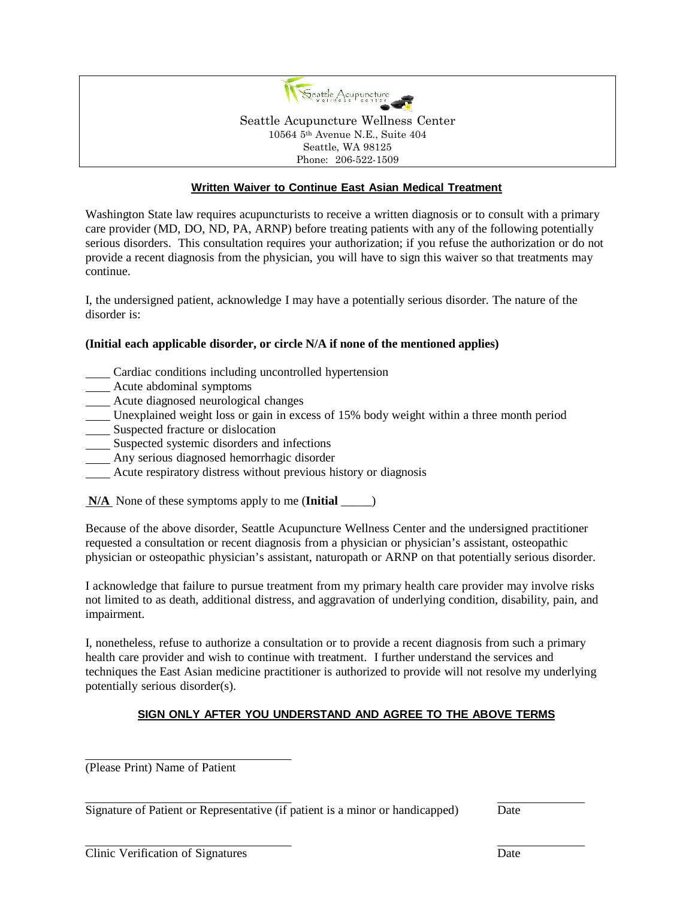Seattle Acupuncture Wellness Center
10564 5th Avenue N.E., Suite 404
Seattle, WA 98125
Phone: 206-522-1509

## Written Waiver to Continue East Asian Medical Treatment

Washington State law requires acupuncturists to receive a written diagnosis or to consult with a primary care provider (MD, DO, ND, PA, ARNP) before treating patients with any of the following potentially serious disorders. This consultation requires your authorization; if you refuse the authorization or do not provide a recent diagnosis from the physician, you will have to sign this waiver so that treatments may continue.

I, the undersigned patient, acknowledge I may have a potentially serious disorder. The nature of the disorder is:

**(Initial each applicable disorder, or circle N/A if none of the mentioned applies)**

____ Cardiac conditions including uncontrolled hypertension
____ Acute abdominal symptoms
____ Acute diagnosed neurological changes
____ Unexplained weight loss or gain in excess of 15% body weight within a three month period
____ Suspected fracture or dislocation
____ Suspected systemic disorders and infections
____ Any serious diagnosed hemorrhagic disorder
____ Acute respiratory distress without previous history or diagnosis

**N/A** None of these symptoms apply to me (**Initial** _____)

Because of the above disorder, Seattle Acupuncture Wellness Center and the undersigned practitioner requested a consultation or recent diagnosis from a physician or physician's assistant, osteopathic physician or osteopathic physician's assistant, naturopath or ARNP on that potentially serious disorder.

I acknowledge that failure to pursue treatment from my primary health care provider may involve risks not limited to as death, additional distress, and aggravation of underlying condition, disability, pain, and impairment.

I, nonetheless, refuse to authorize a consultation or to provide a recent diagnosis from such a primary health care provider and wish to continue with treatment. I further understand the services and techniques the East Asian medicine practitioner is authorized to provide will not resolve my underlying potentially serious disorder(s).

**SIGN ONLY AFTER YOU UNDERSTAND AND AGREE TO THE ABOVE TERMS**

___________________________________
(Please Print) Name of Patient

___________________________________ _______________
Signature of Patient or Representative (if patient is a minor or handicapped) Date

___________________________________ _______________
Clinic Verification of Signatures Date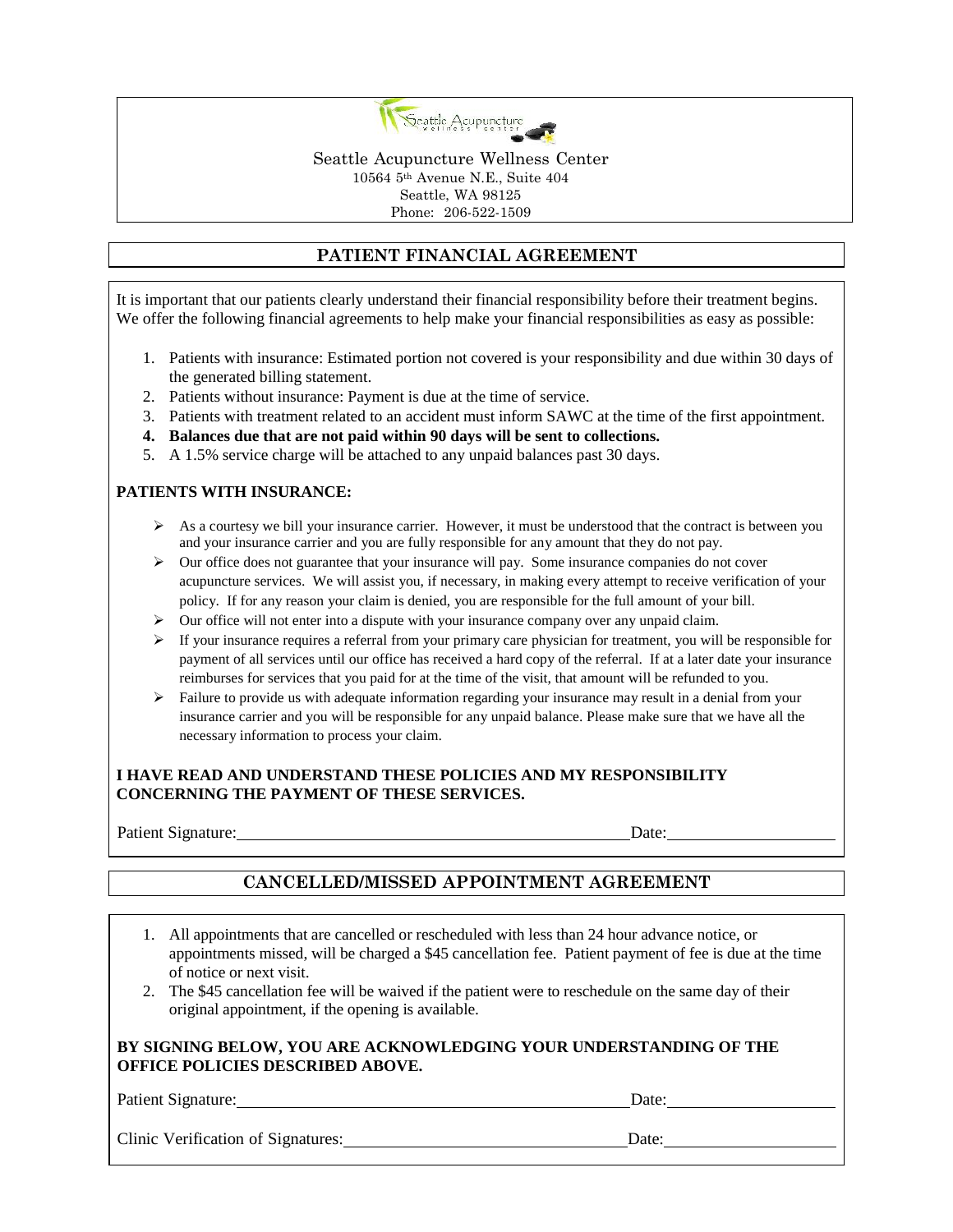Seattle Acupuncture Wellness Center
10564 5th Avenue N.E., Suite 404
Seattle, WA 98125
Phone: 206-522-1509

## PATIENT FINANCIAL AGREEMENT

It is important that our patients clearly understand their financial responsibility before their treatment begins. We offer the following financial agreements to help make your financial responsibilities as easy as possible:

1. Patients with insurance: Estimated portion not covered is your responsibility and due within 30 days of the generated billing statement.
2. Patients without insurance: Payment is due at the time of service.
3. Patients with treatment related to an accident must inform SAWC at the time of the first appointment.
4. **Balances due that are not paid within 90 days will be sent to collections.**
5. A 1.5% service charge will be attached to any unpaid balances past 30 days.

**PATIENTS WITH INSURANCE:**

- As a courtesy we bill your insurance carrier. However, it must be understood that the contract is between you and your insurance carrier and you are fully responsible for any amount that they do not pay.
- Our office does not guarantee that your insurance will pay. Some insurance companies do not cover acupuncture services. We will assist you, if necessary, in making every attempt to receive verification of your policy. If for any reason your claim is denied, you are responsible for the full amount of your bill.
- Our office will not enter into a dispute with your insurance company over any unpaid claim.
- If your insurance requires a referral from your primary care physician for treatment, you will be responsible for payment of all services until our office has received a hard copy of the referral. If at a later date your insurance reimburses for services that you paid for at the time of the visit, that amount will be refunded to you.
- Failure to provide us with adequate information regarding your insurance may result in a denial from your insurance carrier and you will be responsible for any unpaid balance. Please make sure that we have all the necessary information to process your claim.

**I HAVE READ AND UNDERSTAND THESE POLICIES AND MY RESPONSIBILITY CONCERNING THE PAYMENT OF THESE SERVICES.**

Patient Signature:\_\_\_\_\_\_\_\_\_\_\_\_\_\_\_\_\_\_\_\_\_\_\_\_\_\_\_\_\_\_\_\_\_\_\_\_\_\_\_\_ Date:\_\_\_\_\_\_\_\_\_\_\_\_\_\_\_\_

## CANCELLED/MISSED APPOINTMENT AGREEMENT

1. All appointments that are cancelled or rescheduled with less than 24 hour advance notice, or appointments missed, will be charged a $45 cancellation fee. Patient payment of fee is due at the time of notice or next visit.
2. The $45 cancellation fee will be waived if the patient were to reschedule on the same day of their original appointment, if the opening is available.

**BY SIGNING BELOW, YOU ARE ACKNOWLEDGING YOUR UNDERSTANDING OF THE OFFICE POLICIES DESCRIBED ABOVE.**

Patient Signature:\_\_\_\_\_\_\_\_\_\_\_\_\_\_\_\_\_\_\_\_\_\_\_\_\_\_\_\_\_\_\_\_\_\_\_\_\_\_\_\_ Date:\_\_\_\_\_\_\_\_\_\_\_\_\_\_\_\_

Clinic Verification of Signatures:\_\_\_\_\_\_\_\_\_\_\_\_\_\_\_\_\_\_\_\_\_\_\_\_\_\_\_\_ Date:\_\_\_\_\_\_\_\_\_\_\_\_\_\_\_\_